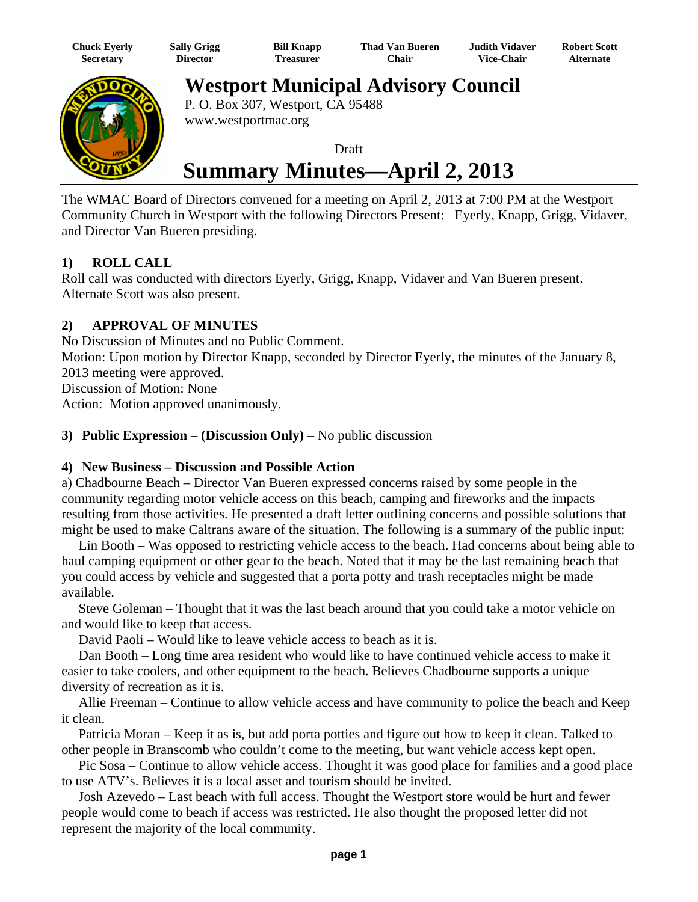| Chuck Eyerly | Sally Grigg | Bill Knapp | Thad Van Bueren | Judith Vidaver | Robert Scott |
|---|---|---|---|---|---|
| Secretary | Director | Treasurer | Chair | Vice-Chair | Alternate |

# Westport Municipal Advisory Council

P. O. Box 307, Westport, CA 95488
www.westportmac.org

Draft

# Summary Minutes—April 2, 2013

The WMAC Board of Directors convened for a meeting on April 2, 2013 at 7:00 PM at the Westport Community Church in Westport with the following Directors Present: Eyerly, Knapp, Grigg, Vidaver, and Director Van Bueren presiding.

### 1) ROLL CALL

Roll call was conducted with directors Eyerly, Grigg, Knapp, Vidaver and Van Bueren present. Alternate Scott was also present.

### 2) APPROVAL OF MINUTES

No Discussion of Minutes and no Public Comment.
Motion: Upon motion by Director Knapp, seconded by Director Eyerly, the minutes of the January 8, 2013 meeting were approved.
Discussion of Motion: None
Action: Motion approved unanimously.

### 3) Public Expression – (Discussion Only) – No public discussion

### 4) New Business – Discussion and Possible Action

a) Chadbourne Beach – Director Van Bueren expressed concerns raised by some people in the community regarding motor vehicle access on this beach, camping and fireworks and the impacts resulting from those activities. He presented a draft letter outlining concerns and possible solutions that might be used to make Caltrans aware of the situation. The following is a summary of the public input:

Lin Booth – Was opposed to restricting vehicle access to the beach. Had concerns about being able to haul camping equipment or other gear to the beach. Noted that it may be the last remaining beach that you could access by vehicle and suggested that a porta potty and trash receptacles might be made available.

Steve Goleman – Thought that it was the last beach around that you could take a motor vehicle on and would like to keep that access.

David Paoli – Would like to leave vehicle access to beach as it is.

Dan Booth – Long time area resident who would like to have continued vehicle access to make it easier to take coolers, and other equipment to the beach. Believes Chadbourne supports a unique diversity of recreation as it is.

Allie Freeman – Continue to allow vehicle access and have community to police the beach and Keep it clean.

Patricia Moran – Keep it as is, but add porta potties and figure out how to keep it clean. Talked to other people in Branscomb who couldn't come to the meeting, but want vehicle access kept open.

Pic Sosa – Continue to allow vehicle access. Thought it was good place for families and a good place to use ATV's. Believes it is a local asset and tourism should be invited.

Josh Azevedo – Last beach with full access. Thought the Westport store would be hurt and fewer people would come to beach if access was restricted. He also thought the proposed letter did not represent the majority of the local community.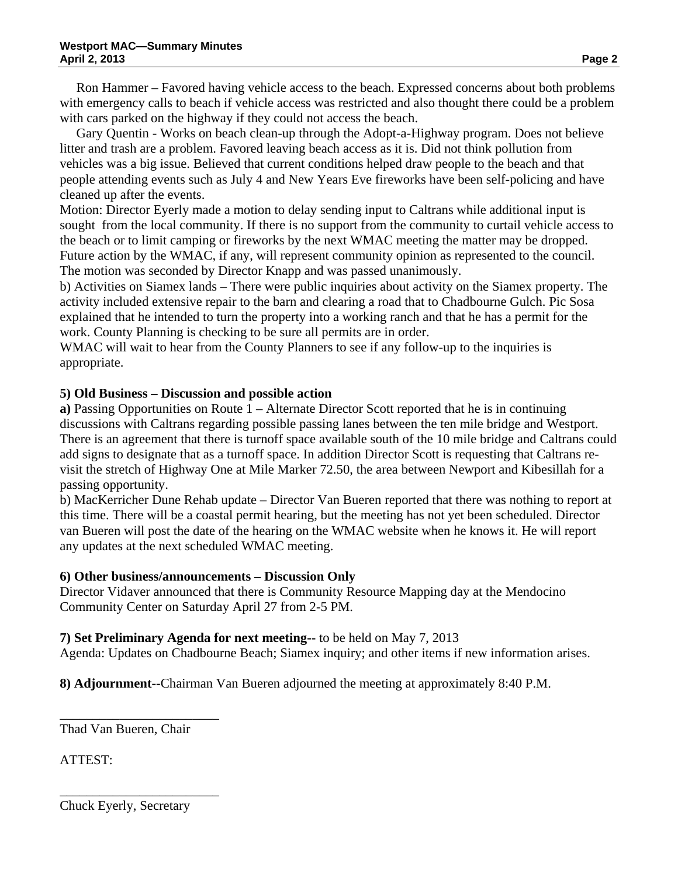Ron Hammer – Favored having vehicle access to the beach. Expressed concerns about both problems with emergency calls to beach if vehicle access was restricted and also thought there could be a problem with cars parked on the highway if they could not access the beach.

Gary Quentin - Works on beach clean-up through the Adopt-a-Highway program. Does not believe litter and trash are a problem. Favored leaving beach access as it is. Did not think pollution from vehicles was a big issue. Believed that current conditions helped draw people to the beach and that people attending events such as July 4 and New Years Eve fireworks have been self-policing and have cleaned up after the events.

Motion: Director Eyerly made a motion to delay sending input to Caltrans while additional input is sought from the local community. If there is no support from the community to curtail vehicle access to the beach or to limit camping or fireworks by the next WMAC meeting the matter may be dropped. Future action by the WMAC, if any, will represent community opinion as represented to the council. The motion was seconded by Director Knapp and was passed unanimously.

b) Activities on Siamex lands – There were public inquiries about activity on the Siamex property. The activity included extensive repair to the barn and clearing a road that to Chadbourne Gulch. Pic Sosa explained that he intended to turn the property into a working ranch and that he has a permit for the work. County Planning is checking to be sure all permits are in order.

WMAC will wait to hear from the County Planners to see if any follow-up to the inquiries is appropriate.

**5) Old Business – Discussion and possible action**

**a)** Passing Opportunities on Route 1 – Alternate Director Scott reported that he is in continuing discussions with Caltrans regarding possible passing lanes between the ten mile bridge and Westport. There is an agreement that there is turnoff space available south of the 10 mile bridge and Caltrans could add signs to designate that as a turnoff space. In addition Director Scott is requesting that Caltrans re-visit the stretch of Highway One at Mile Marker 72.50, the area between Newport and Kibesillah for a passing opportunity.

b) MacKerricher Dune Rehab update – Director Van Bueren reported that there was nothing to report at this time. There will be a coastal permit hearing, but the meeting has not yet been scheduled. Director van Bueren will post the date of the hearing on the WMAC website when he knows it. He will report any updates at the next scheduled WMAC meeting.

**6) Other business/announcements – Discussion Only**

Director Vidaver announced that there is Community Resource Mapping day at the Mendocino Community Center on Saturday April 27 from 2-5 PM.

**7) Set Preliminary Agenda for next meeting--** to be held on May 7, 2013

Agenda: Updates on Chadbourne Beach; Siamex inquiry; and other items if new information arises.

**8) Adjournment--**Chairman Van Bueren adjourned the meeting at approximately 8:40 P.M.

________________________

Thad Van Bueren, Chair

ATTEST:

________________________

Chuck Eyerly, Secretary